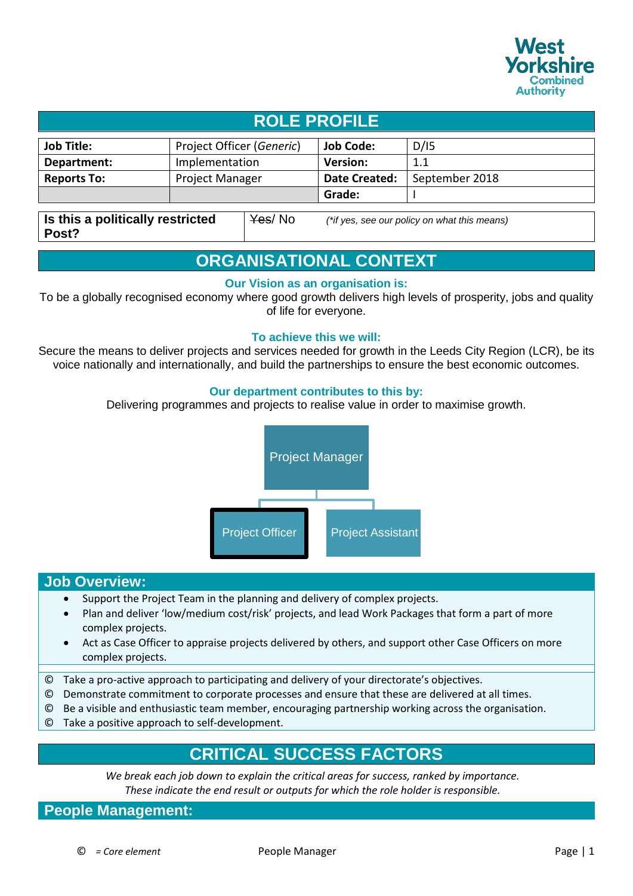# ROLE PROFILE

| Job Title: | Project Officer (*Generic*) | Job Code: | D/I5 |
|---|---|---|---|
| Department: | Implementation | Version: | 1.1 |
| Reports To: | Project Manager | Date Created: | September 2018 |
| | | Grade: | I |

| Is this a politically restricted Post? | ~~Yes~~/ No | *(\*if yes, see our policy on what this means)* |
|---|---|---|

## ORGANISATIONAL CONTEXT

**Our Vision as an organisation is:**

To be a globally recognised economy where good growth delivers high levels of prosperity, jobs and quality of life for everyone.

**To achieve this we will:**

Secure the means to deliver projects and services needed for growth in the Leeds City Region (LCR), be its voice nationally and internationally, and build the partnerships to ensure the best economic outcomes.

**Our department contributes to this by:**

Delivering programmes and projects to realise value in order to maximise growth.

Project Manager

Project Officer | Project Assistant

## Job Overview:

- Support the Project Team in the planning and delivery of complex projects.
- Plan and deliver 'low/medium cost/risk' projects, and lead Work Packages that form a part of more complex projects.
- Act as Case Officer to appraise projects delivered by others, and support other Case Officers on more complex projects.

© Take a pro-active approach to participating and delivery of your directorate's objectives.
© Demonstrate commitment to corporate processes and ensure that these are delivered at all times.
© Be a visible and enthusiastic team member, encouraging partnership working across the organisation.
© Take a positive approach to self-development.

## CRITICAL SUCCESS FACTORS

*We break each job down to explain the critical areas for success, ranked by importance.*
*These indicate the end result or outputs for which the role holder is responsible.*

## People Management:

© *= Core element* People Manager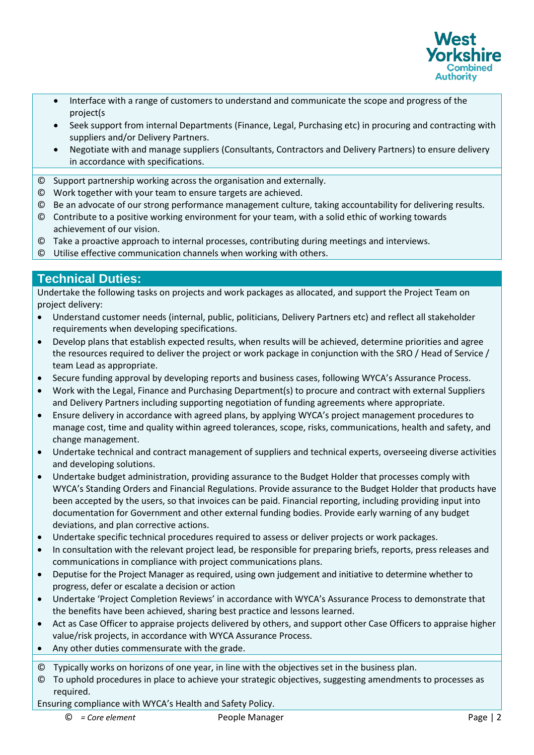- Interface with a range of customers to understand and communicate the scope and progress of the project(s
- Seek support from internal Departments (Finance, Legal, Purchasing etc) in procuring and contracting with suppliers and/or Delivery Partners.
- Negotiate with and manage suppliers (Consultants, Contractors and Delivery Partners) to ensure delivery in accordance with specifications.

© Support partnership working across the organisation and externally.
© Work together with your team to ensure targets are achieved.
© Be an advocate of our strong performance management culture, taking accountability for delivering results.
© Contribute to a positive working environment for your team, with a solid ethic of working towards achievement of our vision.
© Take a proactive approach to internal processes, contributing during meetings and interviews.
© Utilise effective communication channels when working with others.

## Technical Duties:

Undertake the following tasks on projects and work packages as allocated, and support the Project Team on project delivery:

- Understand customer needs (internal, public, politicians, Delivery Partners etc) and reflect all stakeholder requirements when developing specifications.
- Develop plans that establish expected results, when results will be achieved, determine priorities and agree the resources required to deliver the project or work package in conjunction with the SRO / Head of Service / team Lead as appropriate.
- Secure funding approval by developing reports and business cases, following WYCA's Assurance Process.
- Work with the Legal, Finance and Purchasing Department(s) to procure and contract with external Suppliers and Delivery Partners including supporting negotiation of funding agreements where appropriate.
- Ensure delivery in accordance with agreed plans, by applying WYCA's project management procedures to manage cost, time and quality within agreed tolerances, scope, risks, communications, health and safety, and change management.
- Undertake technical and contract management of suppliers and technical experts, overseeing diverse activities and developing solutions.
- Undertake budget administration, providing assurance to the Budget Holder that processes comply with WYCA's Standing Orders and Financial Regulations. Provide assurance to the Budget Holder that products have been accepted by the users, so that invoices can be paid. Financial reporting, including providing input into documentation for Government and other external funding bodies. Provide early warning of any budget deviations, and plan corrective actions.
- Undertake specific technical procedures required to assess or deliver projects or work packages.
- In consultation with the relevant project lead, be responsible for preparing briefs, reports, press releases and communications in compliance with project communications plans.
- Deputise for the Project Manager as required, using own judgement and initiative to determine whether to progress, defer or escalate a decision or action
- Undertake 'Project Completion Reviews' in accordance with WYCA's Assurance Process to demonstrate that the benefits have been achieved, sharing best practice and lessons learned.
- Act as Case Officer to appraise projects delivered by others, and support other Case Officers to appraise higher value/risk projects, in accordance with WYCA Assurance Process.
- Any other duties commensurate with the grade.

© Typically works on horizons of one year, in line with the objectives set in the business plan.
© To uphold procedures in place to achieve your strategic objectives, suggesting amendments to processes as required.

Ensuring compliance with WYCA's Health and Safety Policy.

© *= Core element*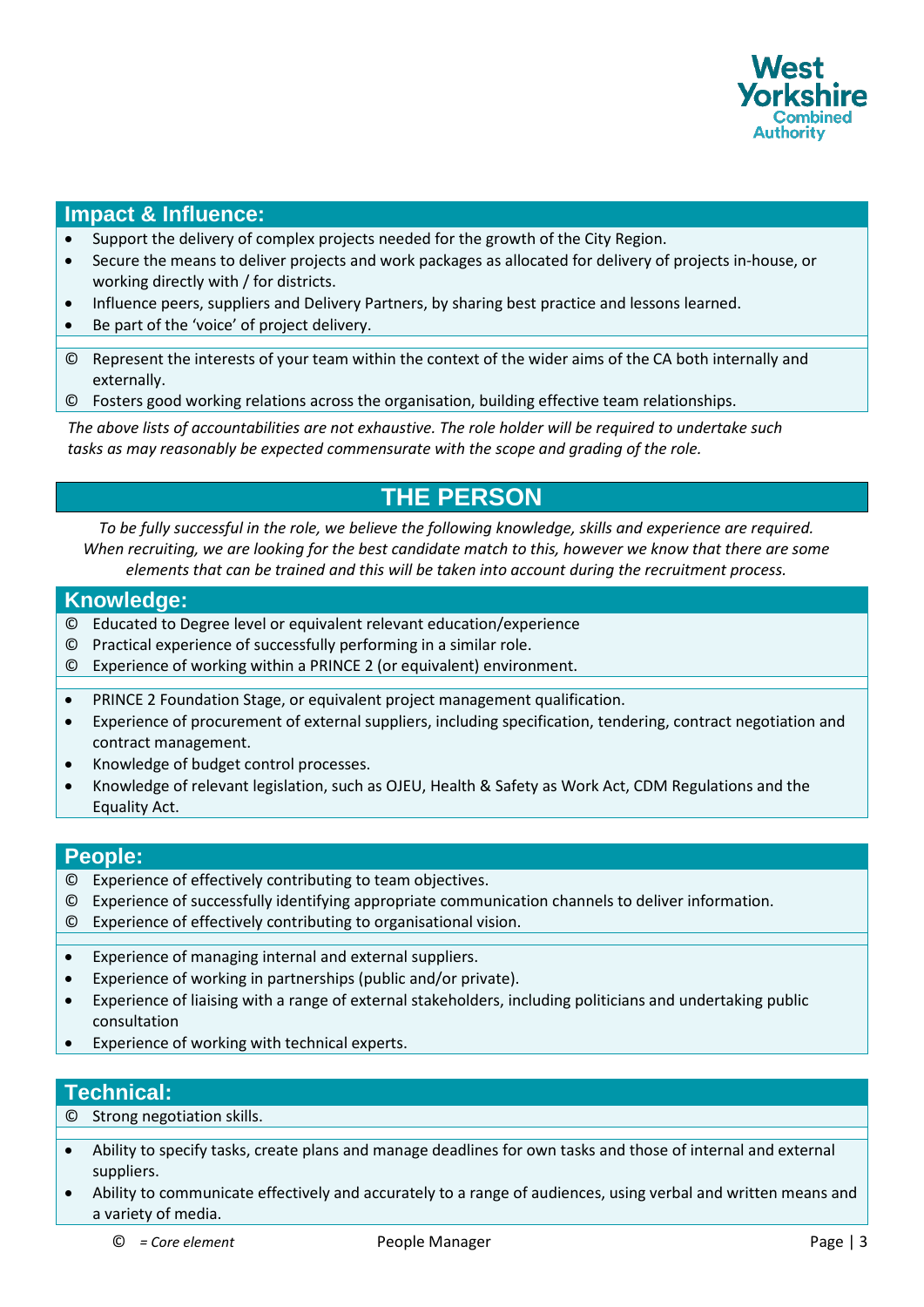## Impact & Influence:

- Support the delivery of complex projects needed for the growth of the City Region.
- Secure the means to deliver projects and work packages as allocated for delivery of projects in-house, or working directly with / for districts.
- Influence peers, suppliers and Delivery Partners, by sharing best practice and lessons learned.
- Be part of the 'voice' of project delivery.

© Represent the interests of your team within the context of the wider aims of the CA both internally and externally.
© Fosters good working relations across the organisation, building effective team relationships.

*The above lists of accountabilities are not exhaustive. The role holder will be required to undertake such tasks as may reasonably be expected commensurate with the scope and grading of the role.*

# THE PERSON

*To be fully successful in the role, we believe the following knowledge, skills and experience are required. When recruiting, we are looking for the best candidate match to this, however we know that there are some elements that can be trained and this will be taken into account during the recruitment process.*

## Knowledge:

© Educated to Degree level or equivalent relevant education/experience
© Practical experience of successfully performing in a similar role.
© Experience of working within a PRINCE 2 (or equivalent) environment.

- PRINCE 2 Foundation Stage, or equivalent project management qualification.
- Experience of procurement of external suppliers, including specification, tendering, contract negotiation and contract management.
- Knowledge of budget control processes.
- Knowledge of relevant legislation, such as OJEU, Health & Safety as Work Act, CDM Regulations and the Equality Act.

## People:

© Experience of effectively contributing to team objectives.
© Experience of successfully identifying appropriate communication channels to deliver information.
© Experience of effectively contributing to organisational vision.

- Experience of managing internal and external suppliers.
- Experience of working in partnerships (public and/or private).
- Experience of liaising with a range of external stakeholders, including politicians and undertaking public consultation
- Experience of working with technical experts.

## Technical:

© Strong negotiation skills.

- Ability to specify tasks, create plans and manage deadlines for own tasks and those of internal and external suppliers.
- Ability to communicate effectively and accurately to a range of audiences, using verbal and written means and a variety of media.

© *= Core element*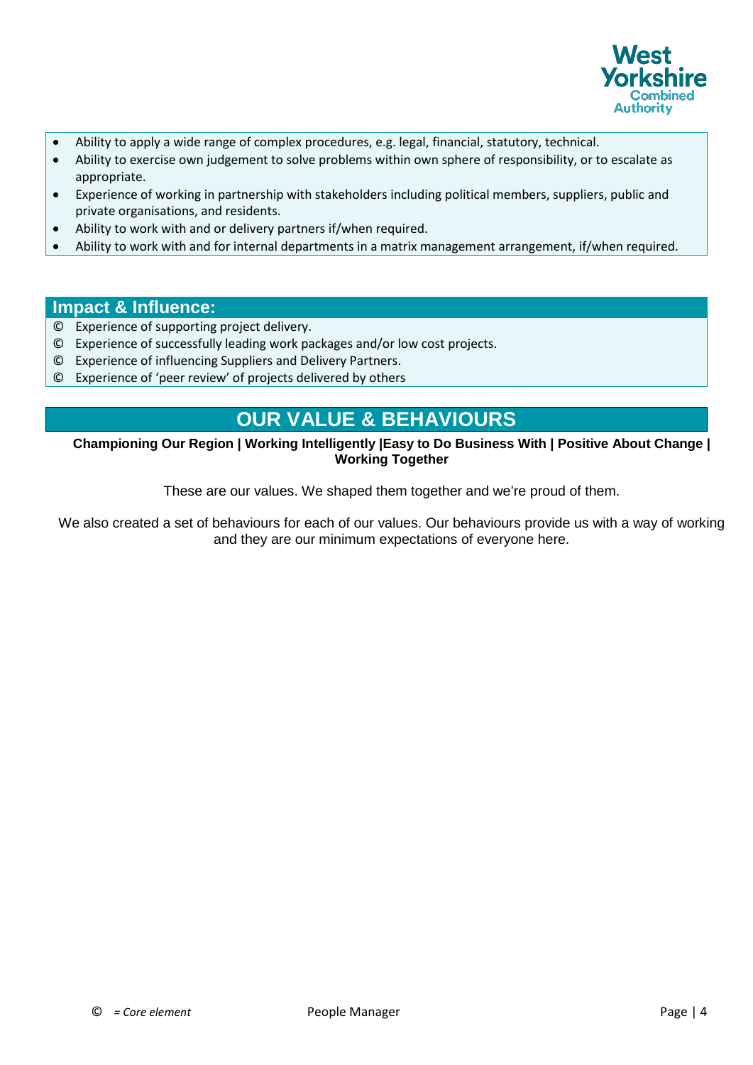- Ability to apply a wide range of complex procedures, e.g. legal, financial, statutory, technical.
- Ability to exercise own judgement to solve problems within own sphere of responsibility, or to escalate as appropriate.
- Experience of working in partnership with stakeholders including political members, suppliers, public and private organisations, and residents.
- Ability to work with and or delivery partners if/when required.
- Ability to work with and for internal departments in a matrix management arrangement, if/when required.

## Impact & Influence:

- © Experience of supporting project delivery.
- © Experience of successfully leading work packages and/or low cost projects.
- © Experience of influencing Suppliers and Delivery Partners.
- © Experience of 'peer review' of projects delivered by others

## OUR VALUE & BEHAVIOURS

**Championing Our Region | Working Intelligently |Easy to Do Business With | Positive About Change | Working Together**

These are our values. We shaped them together and we're proud of them.

We also created a set of behaviours for each of our values. Our behaviours provide us with a way of working and they are our minimum expectations of everyone here.

© *= Core element*